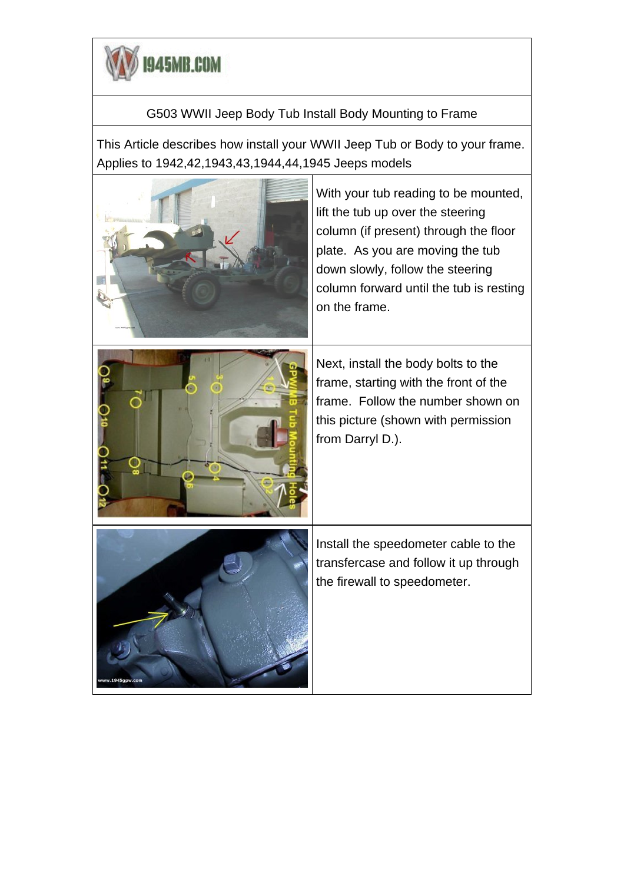1945MB.COM

G503 WWII Jeep Body Tub Install Body Mounting to Frame

This Article describes how install your WWII Jeep Tub or Body to your frame. Applies to 1942,42,1943,43,1944,44,1945 Jeeps models

With your tub reading to be mounted, lift the tub up over the steering column (if present) through the floor plate. As you are moving the tub down slowly, follow the steering column forward until the tub is resting on the frame.

Next, install the body bolts to the frame, starting with the front of the frame. Follow the number shown on this picture (shown with permission from Darryl D.).

Install the speedometer cable to the transfercase and follow it up through the firewall to speedometer.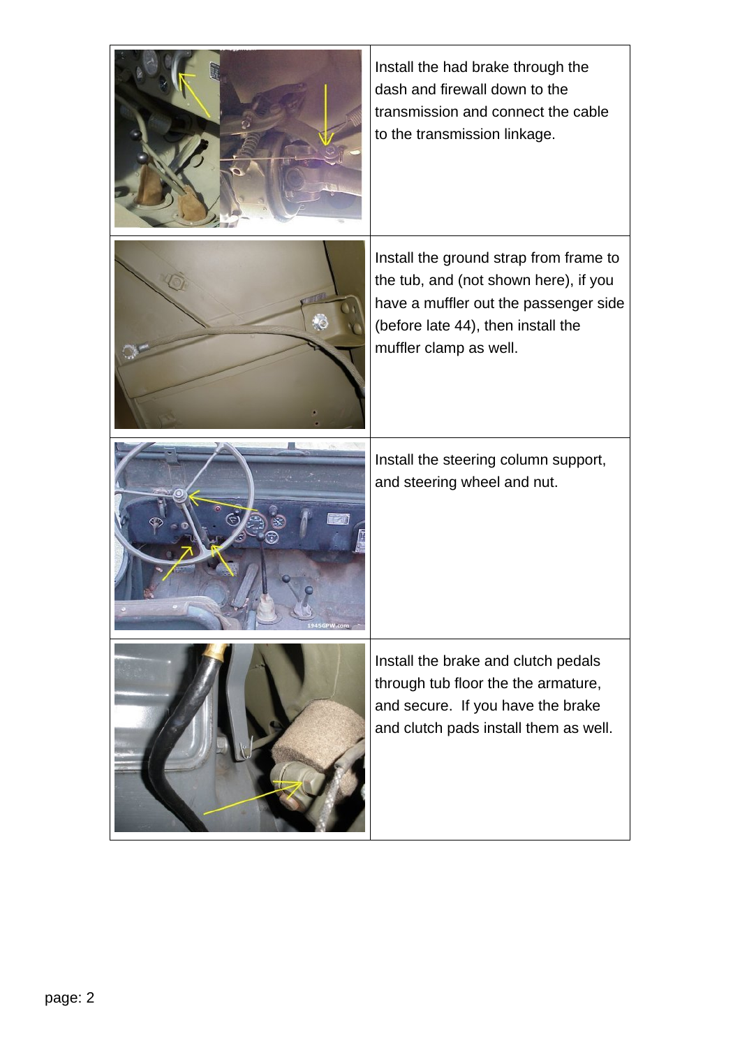| | |
|---|---|
| | Install the had brake through the dash and firewall down to the transmission and connect the cable to the transmission linkage. |
| | Install the ground strap from frame to the tub, and (not shown here), if you have a muffler out the passenger side (before late 44), then install the muffler clamp as well. |
| | Install the steering column support, and steering wheel and nut. |
| | Install the brake and clutch pedals through tub floor the the armature, and secure. If you have the brake and clutch pads install them as well. |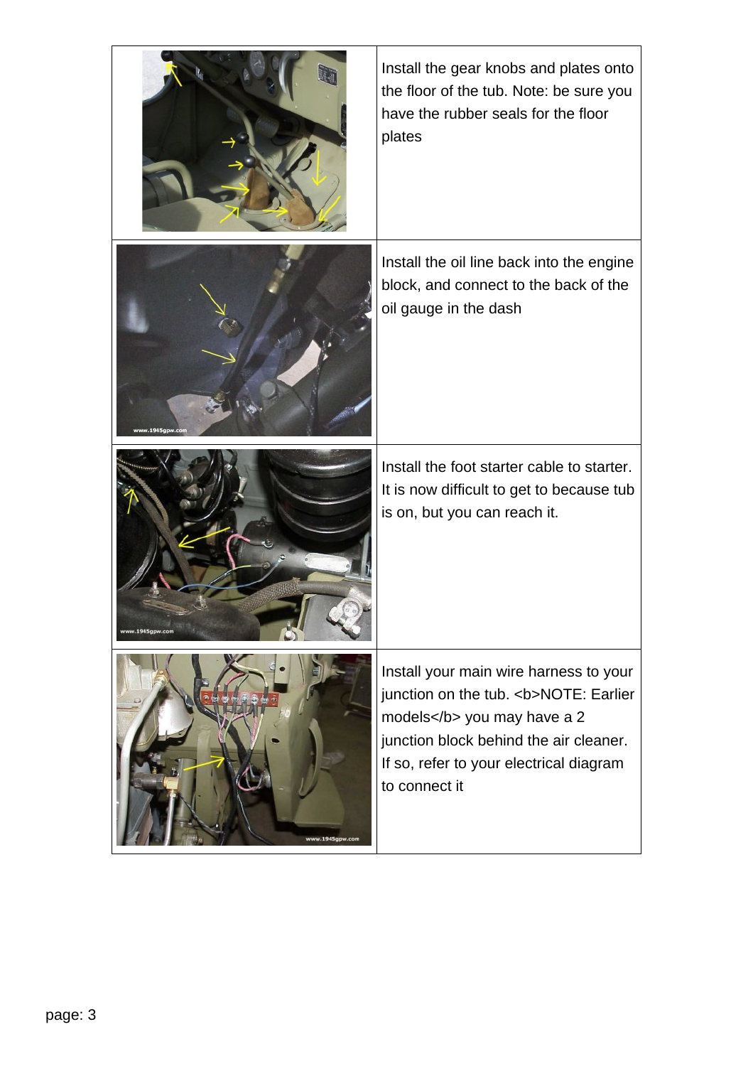| | |
|---|---|
| | Install the gear knobs and plates onto the floor of the tub. Note: be sure you have the rubber seals for the floor plates |
| | Install the oil line back into the engine block, and connect to the back of the oil gauge in the dash |
| | Install the foot starter cable to starter. It is now difficult to get to because tub is on, but you can reach it. |
| | Install your main wire harness to your junction on the tub. <b>NOTE: Earlier models</b> you may have a 2 junction block behind the air cleaner. If so, refer to your electrical diagram to connect it |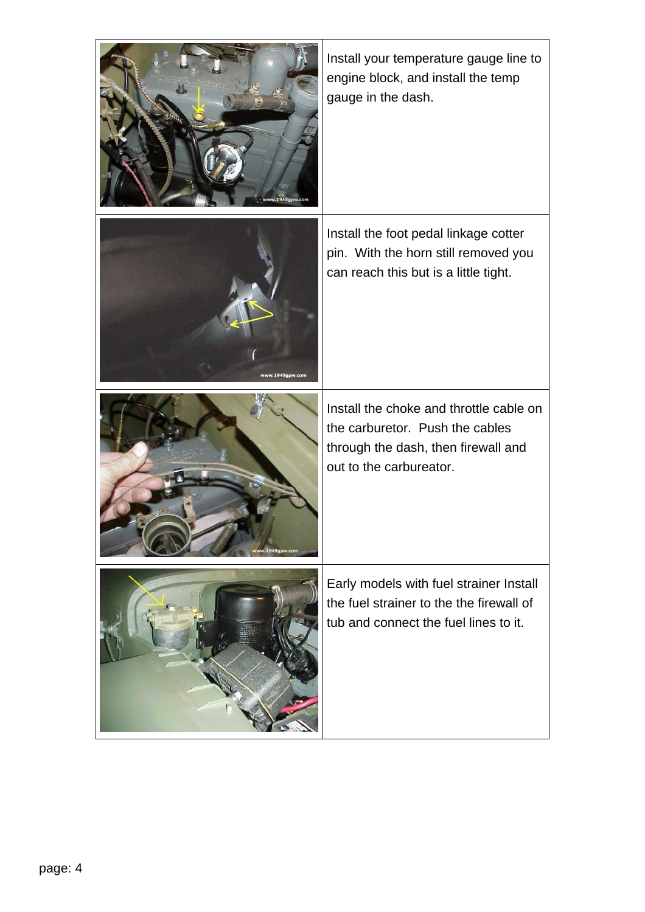| | |
|---|---|
| | Install your temperature gauge line to engine block, and install the temp gauge in the dash. |
| | Install the foot pedal linkage cotter pin.  With the horn still removed you can reach this but is a little tight. |
| | Install the choke and throttle cable on the carburetor.  Push the cables through the dash, then firewall and out to the carbureator. |
| | Early models with fuel strainer Install the fuel strainer to the the firewall of tub and connect the fuel lines to it. |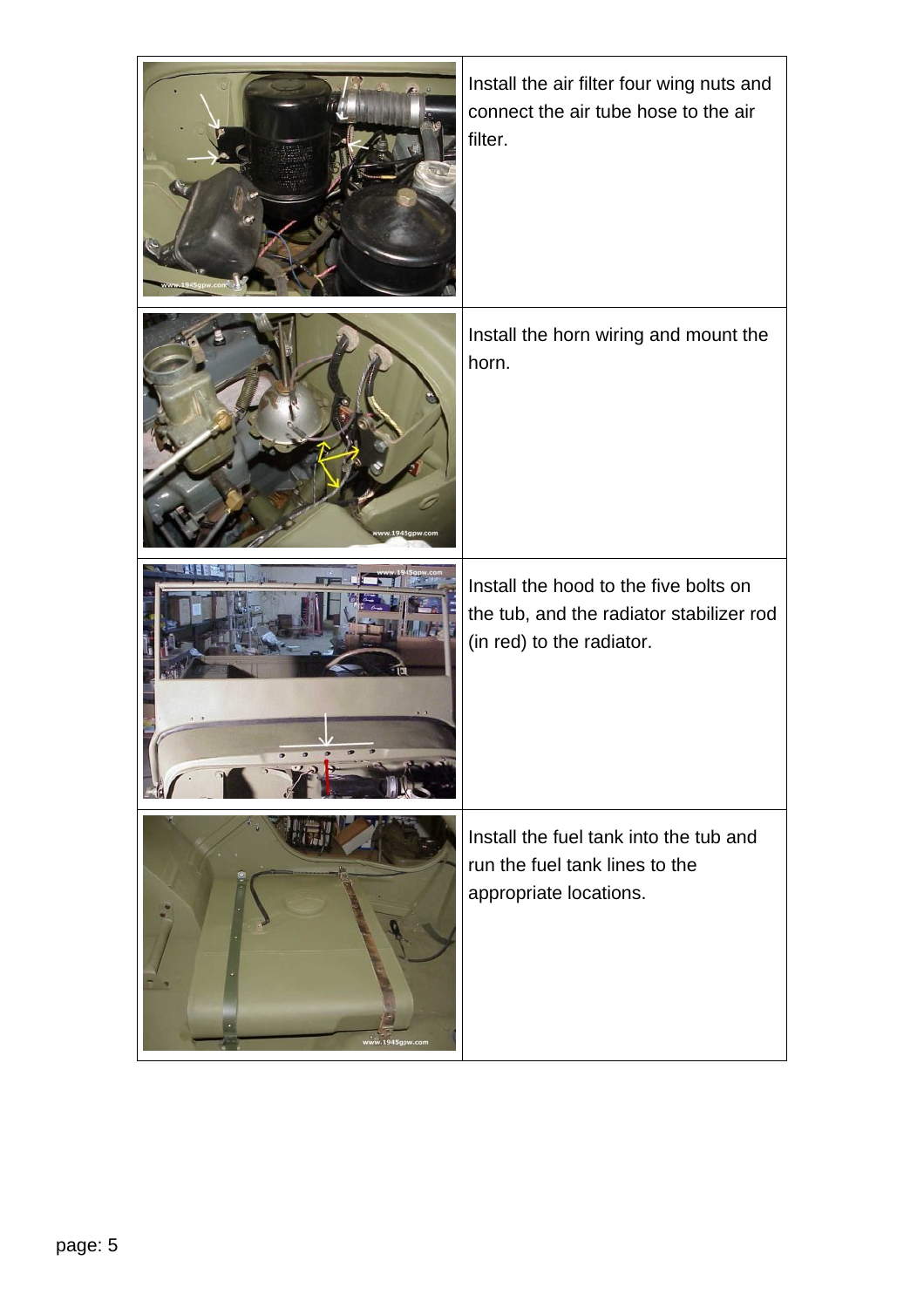| | |
|---|---|
| | Install the air filter four wing nuts and connect the air tube hose to the air filter. |
| | Install the horn wiring and mount the horn. |
| | Install the hood to the five bolts on the tub, and the radiator stabilizer rod (in red) to the radiator. |
| | Install the fuel tank into the tub and run the fuel tank lines to the appropriate locations. |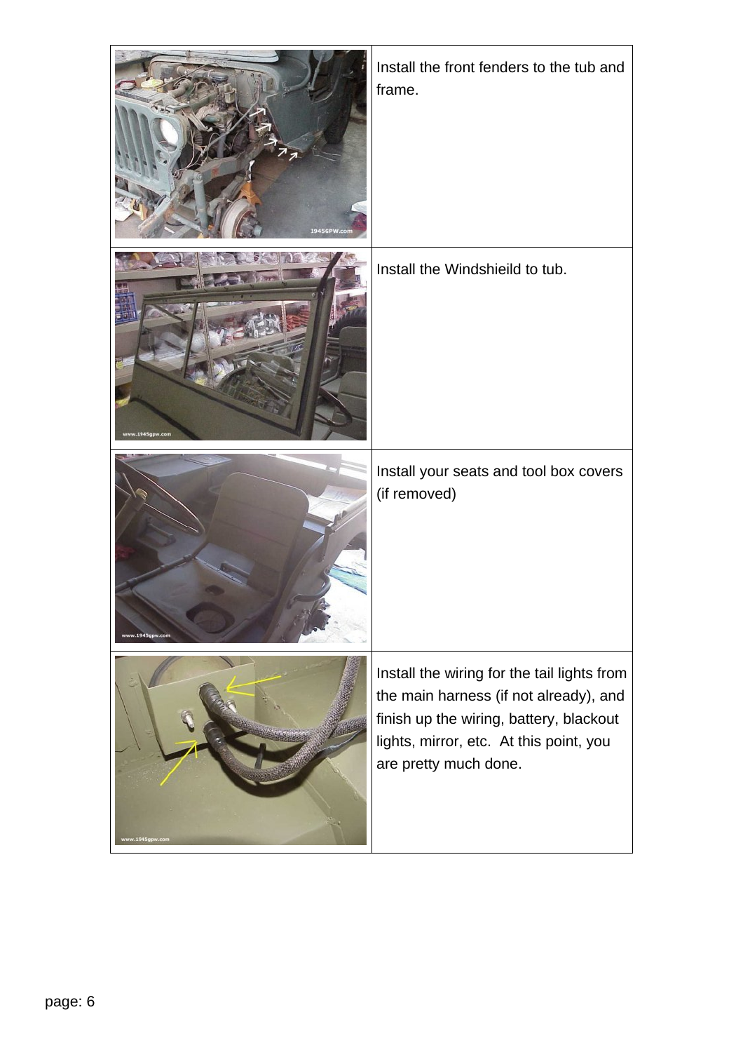| | |
|---|---|
| | Install the front fenders to the tub and frame. |
| | Install the Windshieild to tub. |
| | Install your seats and tool box covers (if removed) |
| | Install the wiring for the tail lights from the main harness (if not already), and finish up the wiring, battery, blackout lights, mirror, etc. At this point, you are pretty much done. |